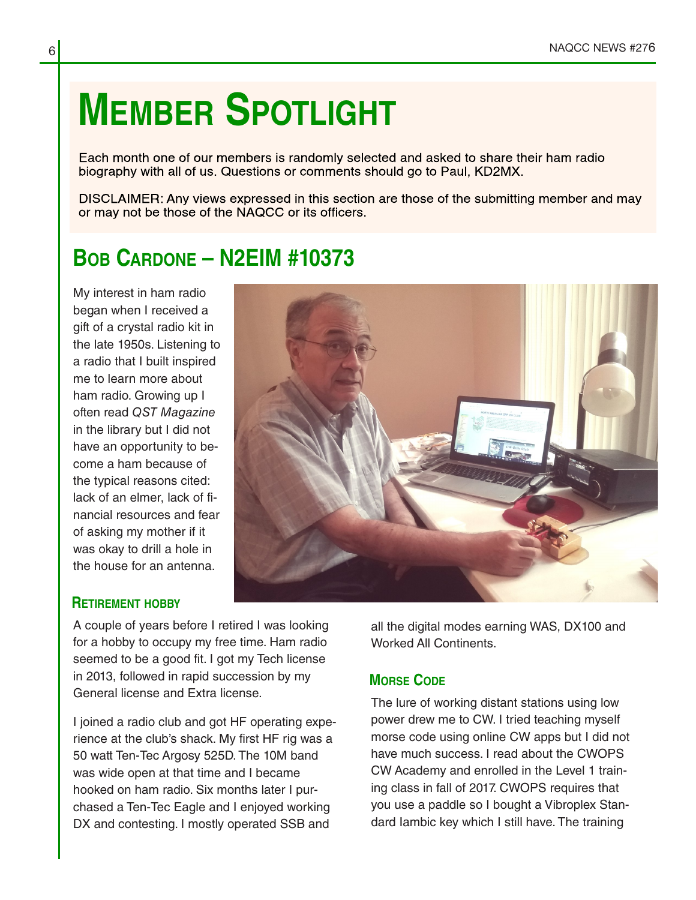# MEMBER SPOTLIGHT

Each month one of our members is randomly selected and asked to share their ham radio biography with all of us. Questions or comments should go to Paul, KD2MX.

DISCLAIMER: Any views expressed in this section are those of the submitting member and may or may not be those of the NAQCC or its officers.

## BOB CARDONE – N2EIM #10373

My interest in ham radio began when I received a gift of a crystal radio kit in the late 1950s. Listening to a radio that I built inspired me to learn more about ham radio. Growing up I often read *QST Magazine* in the library but I did not have an opportunity to become a ham because of the typical reasons cited: lack of an elmer, lack of financial resources and fear of asking my mother if it was okay to drill a hole in the house for an antenna.

### RETIREMENT HOBBY

A couple of years before I retired I was looking for a hobby to occupy my free time. Ham radio seemed to be a good fit. I got my Tech license in 2013, followed in rapid succession by my General license and Extra license.

I joined a radio club and got HF operating experience at the club's shack. My first HF rig was a 50 watt Ten-Tec Argosy 525D. The 10M band was wide open at that time and I became hooked on ham radio. Six months later I purchased a Ten-Tec Eagle and I enjoyed working DX and contesting. I mostly operated SSB and all the digital modes earning WAS, DX100 and Worked All Continents.

### MORSE CODE

The lure of working distant stations using low power drew me to CW. I tried teaching myself morse code using online CW apps but I did not have much success. I read about the CWOPS CW Academy and enrolled in the Level 1 training class in fall of 2017. CWOPS requires that you use a paddle so I bought a Vibroplex Standard Iambic key which I still have. The training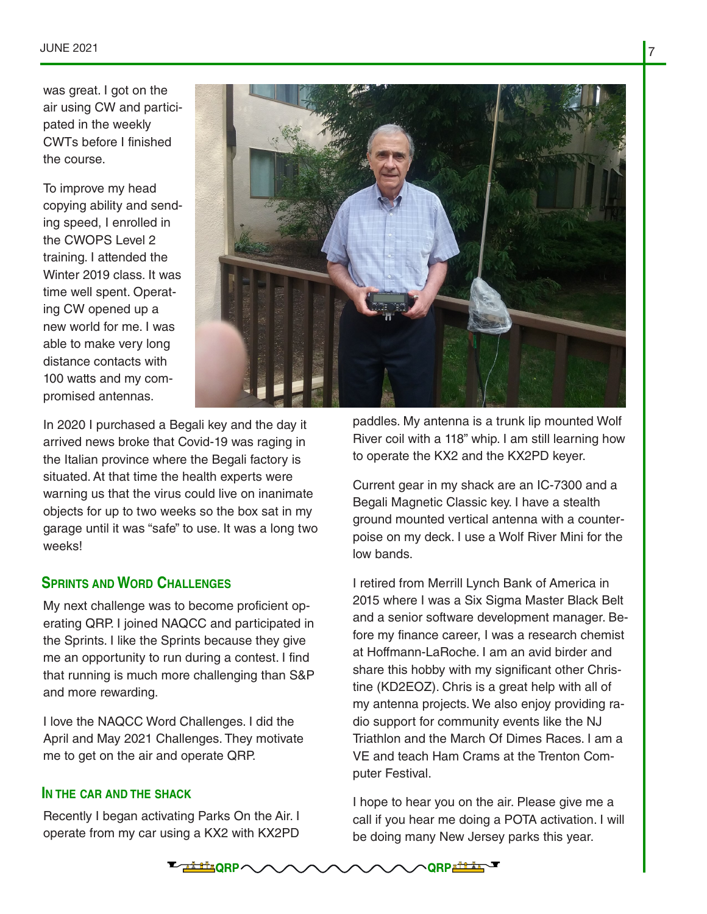was great. I got on the air using CW and participated in the weekly CWTs before I finished the course.

To improve my head copying ability and sending speed, I enrolled in the CWOPS Level 2 training. I attended the Winter 2019 class. It was time well spent. Operating CW opened up a new world for me. I was able to make very long distance contacts with 100 watts and my compromised antennas.

In 2020 I purchased a Begali key and the day it arrived news broke that Covid-19 was raging in the Italian province where the Begali factory is situated. At that time the health experts were warning us that the virus could live on inanimate objects for up to two weeks so the box sat in my garage until it was "safe" to use. It was a long two weeks!

### Sprints and Word Challenges

My next challenge was to become proficient operating QRP. I joined NAQCC and participated in the Sprints. I like the Sprints because they give me an opportunity to run during a contest. I find that running is much more challenging than S&P and more rewarding.

I love the NAQCC Word Challenges. I did the April and May 2021 Challenges. They motivate me to get on the air and operate QRP.

### In the Car and the Shack

Recently I began activating Parks On the Air. I operate from my car using a KX2 with KX2PD paddles. My antenna is a trunk lip mounted Wolf River coil with a 118" whip. I am still learning how to operate the KX2 and the KX2PD keyer.

Current gear in my shack are an IC-7300 and a Begali Magnetic Classic key. I have a stealth ground mounted vertical antenna with a counterpoise on my deck. I use a Wolf River Mini for the low bands.

I retired from Merrill Lynch Bank of America in 2015 where I was a Six Sigma Master Black Belt and a senior software development manager. Before my finance career, I was a research chemist at Hoffmann-LaRoche. I am an avid birder and share this hobby with my significant other Christine (KD2EOZ). Chris is a great help with all of my antenna projects. We also enjoy providing radio support for community events like the NJ Triathlon and the March Of Dimes Races. I am a VE and teach Ham Crams at the Trenton Computer Festival.

I hope to hear you on the air. Please give me a call if you hear me doing a POTA activation. I will be doing many New Jersey parks this year.